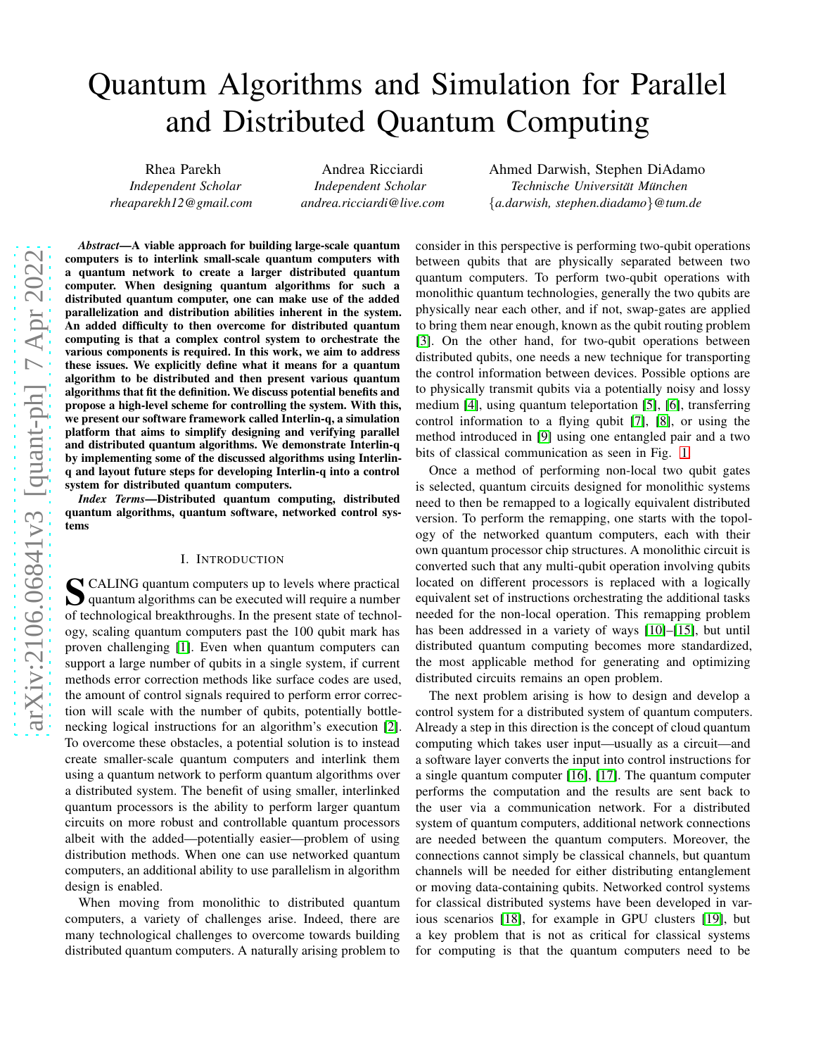# Quantum Algorithms and Simulation for Parallel and Distributed Quantum Computing

Rhea Parekh
*Independent Scholar*
*rheaparekh12@gmail.com*

Andrea Ricciardi
*Independent Scholar*
*andrea.ricciardi@live.com*

Ahmed Darwish, Stephen DiAdamo
*Technische Universität München*
*{a.darwish, stephen.diadamo}@tum.de*

***Abstract*—A viable approach for building large-scale quantum computers is to interlink small-scale quantum computers with a quantum network to create a larger distributed quantum computer. When designing quantum algorithms for such a distributed quantum computer, one can make use of the added parallelization and distribution abilities inherent in the system. An added difficulty to then overcome for distributed quantum computing is that a complex control system to orchestrate the various components is required. In this work, we aim to address these issues. We explicitly define what it means for a quantum algorithm to be distributed and then present various quantum algorithms that fit the definition. We discuss potential benefits and propose a high-level scheme for controlling the system. With this, we present our software framework called Interlin-q, a simulation platform that aims to simplify designing and verifying parallel and distributed quantum algorithms. We demonstrate Interlin-q by implementing some of the discussed algorithms using Interlin-q and layout future steps for developing Interlin-q into a control system for distributed quantum computers.**

***Index Terms*—Distributed quantum computing, distributed quantum algorithms, quantum software, networked control systems**

## I. Introduction

Scaling quantum computers up to levels where practical quantum algorithms can be executed will require a number of technological breakthroughs. In the present state of technology, scaling quantum computers past the 100 qubit mark has proven challenging [1]. Even when quantum computers can support a large number of qubits in a single system, if current methods error correction methods like surface codes are used, the amount of control signals required to perform error correction will scale with the number of qubits, potentially bottlenecking logical instructions for an algorithm's execution [2]. To overcome these obstacles, a potential solution is to instead create smaller-scale quantum computers and interlink them using a quantum network to perform quantum algorithms over a distributed system. The benefit of using smaller, interlinked quantum processors is the ability to perform larger quantum circuits on more robust and controllable quantum processors albeit with the added—potentially easier—problem of using distribution methods. When one can use networked quantum computers, an additional ability to use parallelism in algorithm design is enabled.

When moving from monolithic to distributed quantum computers, a variety of challenges arise. Indeed, there are many technological challenges to overcome towards building distributed quantum computers. A naturally arising problem to consider in this perspective is performing two-qubit operations between qubits that are physically separated between two quantum computers. To perform two-qubit operations with monolithic quantum technologies, generally the two qubits are physically near each other, and if not, swap-gates are applied to bring them near enough, known as the qubit routing problem [3]. On the other hand, for two-qubit operations between distributed qubits, one needs a new technique for transporting the control information between devices. Possible options are to physically transmit qubits via a potentially noisy and lossy medium [4], using quantum teleportation [5], [6], transferring control information to a flying qubit [7], [8], or using the method introduced in [9] using one entangled pair and a two bits of classical communication as seen in Fig. 1.

Once a method of performing non-local two qubit gates is selected, quantum circuits designed for monolithic systems need to then be remapped to a logically equivalent distributed version. To perform the remapping, one starts with the topology of the networked quantum computers, each with their own quantum processor chip structures. A monolithic circuit is converted such that any multi-qubit operation involving qubits located on different processors is replaced with a logically equivalent set of instructions orchestrating the additional tasks needed for the non-local operation. This remapping problem has been addressed in a variety of ways [10]–[15], but until distributed quantum computing becomes more standardized, the most applicable method for generating and optimizing distributed circuits remains an open problem.

The next problem arising is how to design and develop a control system for a distributed system of quantum computers. Already a step in this direction is the concept of cloud quantum computing which takes user input—usually as a circuit—and a software layer converts the input into control instructions for a single quantum computer [16], [17]. The quantum computer performs the computation and the results are sent back to the user via a communication network. For a distributed system of quantum computers, additional network connections are needed between the quantum computers. Moreover, the connections cannot simply be classical channels, but quantum channels will be needed for either distributing entanglement or moving data-containing qubits. Networked control systems for classical distributed systems have been developed in various scenarios [18], for example in GPU clusters [19], but a key problem that is not as critical for classical systems for computing is that the quantum computers need to be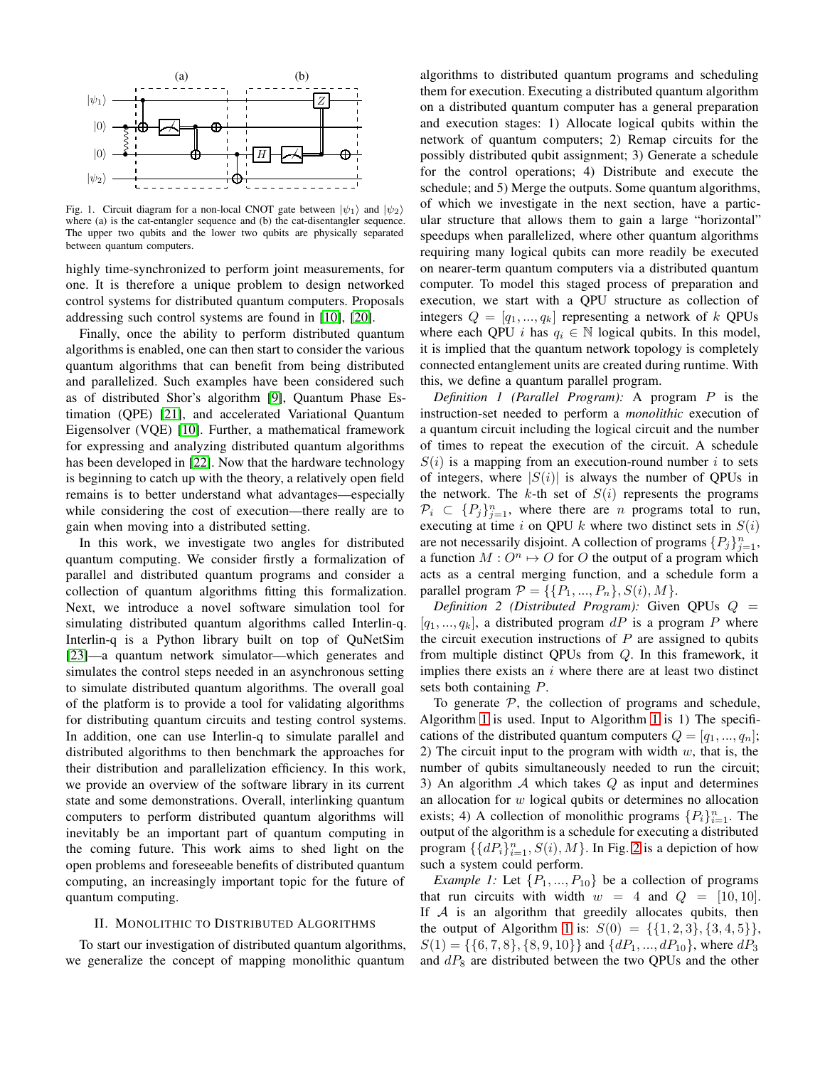Fig. 1. Circuit diagram for a non-local CNOT gate between $|\psi_1\rangle$ and $|\psi_2\rangle$ where (a) is the cat-entangler sequence and (b) the cat-disentangler sequence. The upper two qubits and the lower two qubits are physically separated between quantum computers.

highly time-synchronized to perform joint measurements, for one. It is therefore a unique problem to design networked control systems for distributed quantum computers. Proposals addressing such control systems are found in [10], [20].

Finally, once the ability to perform distributed quantum algorithms is enabled, one can then start to consider the various quantum algorithms that can benefit from being distributed and parallelized. Such examples have been considered such as of distributed Shor's algorithm [9], Quantum Phase Estimation (QPE) [21], and accelerated Variational Quantum Eigensolver (VQE) [10]. Further, a mathematical framework for expressing and analyzing distributed quantum algorithms has been developed in [22]. Now that the hardware technology is beginning to catch up with the theory, a relatively open field remains is to better understand what advantages—especially while considering the cost of execution—there really are to gain when moving into a distributed setting.

In this work, we investigate two angles for distributed quantum computing. We consider firstly a formalization of parallel and distributed quantum programs and consider a collection of quantum algorithms fitting this formalization. Next, we introduce a novel software simulation tool for simulating distributed quantum algorithms called Interlin-q. Interlin-q is a Python library built on top of QuNetSim [23]—a quantum network simulator—which generates and simulates the control steps needed in an asynchronous setting to simulate distributed quantum algorithms. The overall goal of the platform is to provide a tool for validating algorithms for distributing quantum circuits and testing control systems. In addition, one can use Interlin-q to simulate parallel and distributed algorithms to then benchmark the approaches for their distribution and parallelization efficiency. In this work, we provide an overview of the software library in its current state and some demonstrations. Overall, interlinking quantum computers to perform distributed quantum algorithms will inevitably be an important part of quantum computing in the coming future. This work aims to shed light on the open problems and foreseeable benefits of distributed quantum computing, an increasingly important topic for the future of quantum computing.

## II. Monolithic to Distributed Algorithms

To start our investigation of distributed quantum algorithms, we generalize the concept of mapping monolithic quantum algorithms to distributed quantum programs and scheduling them for execution. Executing a distributed quantum algorithm on a distributed quantum computer has a general preparation and execution stages: 1) Allocate logical qubits within the network of quantum computers; 2) Remap circuits for the possibly distributed qubit assignment; 3) Generate a schedule for the control operations; 4) Distribute and execute the schedule; and 5) Merge the outputs. Some quantum algorithms, of which we investigate in the next section, have a particular structure that allows them to gain a large "horizontal" speedups when parallelized, where other quantum algorithms requiring many logical qubits can more readily be executed on nearer-term quantum computers via a distributed quantum computer. To model this staged process of preparation and execution, we start with a QPU structure as collection of integers $Q = [q_1, ..., q_k]$ representing a network of $k$ QPUs where each QPU $i$ has $q_i \in \mathbb{N}$ logical qubits. In this model, it is implied that the quantum network topology is completely connected entanglement units are created during runtime. With this, we define a quantum parallel program.

*Definition 1 (Parallel Program):* A program $P$ is the instruction-set needed to perform a *monolithic* execution of a quantum circuit including the logical circuit and the number of times to repeat the execution of the circuit. A schedule $S(i)$ is a mapping from an execution-round number $i$ to sets of integers, where $|S(i)|$ is always the number of QPUs in the network. The $k$-th set of $S(i)$ represents the programs $\mathcal{P}_i \subset \{P_j\}_{j=1}^n$, where there are $n$ programs total to run, executing at time $i$ on QPU $k$ where two distinct sets in $S(i)$ are not necessarily disjoint. A collection of programs $\{P_j\}_{j=1}^n$, a function $M : O^n \mapsto O$ for $O$ the output of a program which acts as a central merging function, and a schedule form a parallel program $\mathcal{P} = \{\{P_1, ..., P_n\}, S(i), M\}$.

*Definition 2 (Distributed Program):* Given QPUs $Q = [q_1, ..., q_k]$, a distributed program $dP$ is a program $P$ where the circuit execution instructions of $P$ are assigned to qubits from multiple distinct QPUs from $Q$. In this framework, it implies there exists an $i$ where there are at least two distinct sets both containing $P$.

To generate $\mathcal{P}$, the collection of programs and schedule, Algorithm 1 is used. Input to Algorithm 1 is 1) The specifications of the distributed quantum computers $Q = [q_1, ..., q_n]$; 2) The circuit input to the program with width $w$, that is, the number of qubits simultaneously needed to run the circuit; 3) An algorithm $\mathcal{A}$ which takes $Q$ as input and determines an allocation for $w$ logical qubits or determines no allocation exists; 4) A collection of monolithic programs $\{P_i\}_{i=1}^n$. The output of the algorithm is a schedule for executing a distributed program $\{\{dP_i\}_{i=1}^n, S(i), M\}$. In Fig. 2 is a depiction of how such a system could perform.

*Example 1:* Let $\{P_1, ..., P_{10}\}$ be a collection of programs that run circuits with width $w = 4$ and $Q = [10, 10]$. If $\mathcal{A}$ is an algorithm that greedily allocates qubits, then the output of Algorithm 1 is: $S(0) = \{\{1, 2, 3\}, \{3, 4, 5\}\}$, $S(1) = \{\{6, 7, 8\}, \{8, 9, 10\}\}$ and $\{dP_1, ..., dP_{10}\}$, where $dP_3$ and $dP_8$ are distributed between the two QPUs and the other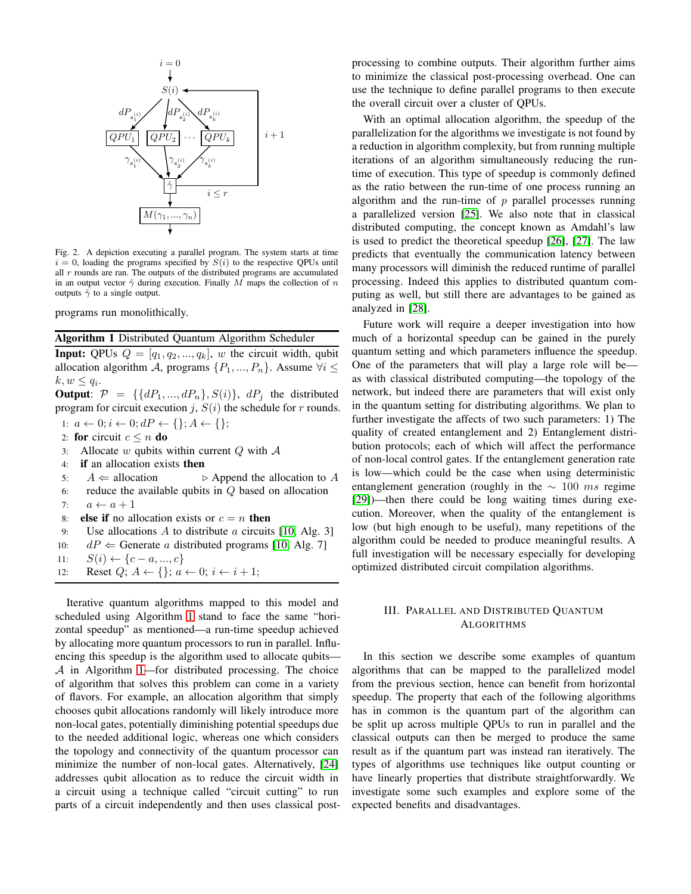Fig. 2. A depiction executing a parallel program. The system starts at time $i = 0$, loading the programs specified by $S(i)$ to the respective QPUs until all $r$ rounds are ran. The outputs of the distributed programs are accumulated in an output vector $\hat{\gamma}$ during execution. Finally $M$ maps the collection of $n$ outputs $\hat{\gamma}$ to a single output.

programs run monolithically.

**Algorithm 1** Distributed Quantum Algorithm Scheduler

**Input:** QPUs $Q = [q_1, q_2, ..., q_k]$, $w$ the circuit width, qubit allocation algorithm $\mathcal{A}$, programs $\{P_1, ..., P_n\}$. Assume $\forall i \leq k, w \leq q_i$.

**Output**: $\mathcal{P} = \{\{dP_1, ..., dP_n\}, S(i)\}$, $dP_j$ the distributed program for circuit execution $j$, $S(i)$ the schedule for $r$ rounds.

```
1:  a ← 0; i ← 0; dP ← {}; A ← {};
2:  for circuit c ≤ n do
3:    Allocate w qubits within current Q with 𝒜
4:    if an allocation exists then
5:      A ⇐ allocation               ▷ Append the allocation to A
6:      reduce the available qubits in Q based on allocation
7:      a ← a + 1
8:    else if no allocation exists or c = n then
9:      Use allocations A to distribute a circuits [10, Alg. 3]
10:     dP ⇐ Generate a distributed programs [10, Alg. 7]
11:     S(i) ← {c − a, ..., c}
12:     Reset Q; A ← {}; a ← 0; i ← i + 1;
```

Iterative quantum algorithms mapped to this model and scheduled using Algorithm 1 stand to face the same "horizontal speedup" as mentioned—a run-time speedup achieved by allocating more quantum processors to run in parallel. Influencing this speedup is the algorithm used to allocate qubits—$\mathcal{A}$ in Algorithm 1—for distributed processing. The choice of algorithm that solves this problem can come in a variety of flavors. For example, an allocation algorithm that simply chooses qubit allocations randomly will likely introduce more non-local gates, potentially diminishing potential speedups due to the needed additional logic, whereas one which considers the topology and connectivity of the quantum processor can minimize the number of non-local gates. Alternatively, [24] addresses qubit allocation as to reduce the circuit width in a circuit using a technique called "circuit cutting" to run parts of a circuit independently and then uses classical post-processing to combine outputs. Their algorithm further aims to minimize the classical post-processing overhead. One can use the technique to define parallel programs to then execute the overall circuit over a cluster of QPUs.

With an optimal allocation algorithm, the speedup of the parallelization for the algorithms we investigate is not found by a reduction in algorithm complexity, but from running multiple iterations of an algorithm simultaneously reducing the run-time of execution. This type of speedup is commonly defined as the ratio between the run-time of one process running an algorithm and the run-time of $p$ parallel processes running a parallelized version [25]. We also note that in classical distributed computing, the concept known as Amdahl's law is used to predict the theoretical speedup [26], [27]. The law predicts that eventually the communication latency between many processors will diminish the reduced runtime of parallel processing. Indeed this applies to distributed quantum computing as well, but still there are advantages to be gained as analyzed in [28].

Future work will require a deeper investigation into how much of a horizontal speedup can be gained in the purely quantum setting and which parameters influence the speedup. One of the parameters that will play a large role will be—as with classical distributed computing—the topology of the network, but indeed there are parameters that will exist only in the quantum setting for distributing algorithms. We plan to further investigate the affects of two such parameters: 1) The quality of created entanglement and 2) Entanglement distribution protocols; each of which will affect the performance of non-local control gates. If the entanglement generation rate is low—which could be the case when using deterministic entanglement generation (roughly in the $\sim 100$ $ms$ regime [29])—then there could be long waiting times during execution. Moreover, when the quality of the entanglement is low (but high enough to be useful), many repetitions of the algorithm could be needed to produce meaningful results. A full investigation will be necessary especially for developing optimized distributed circuit compilation algorithms.

## III. Parallel and Distributed Quantum Algorithms

In this section we describe some examples of quantum algorithms that can be mapped to the parallelized model from the previous section, hence can benefit from horizontal speedup. The property that each of the following algorithms has in common is the quantum part of the algorithm can be split up across multiple QPUs to run in parallel and the classical outputs can then be merged to produce the same result as if the quantum part was instead ran iteratively. The types of algorithms use techniques like output counting or have linearly properties that distribute straightforwardly. We investigate some such examples and explore some of the expected benefits and disadvantages.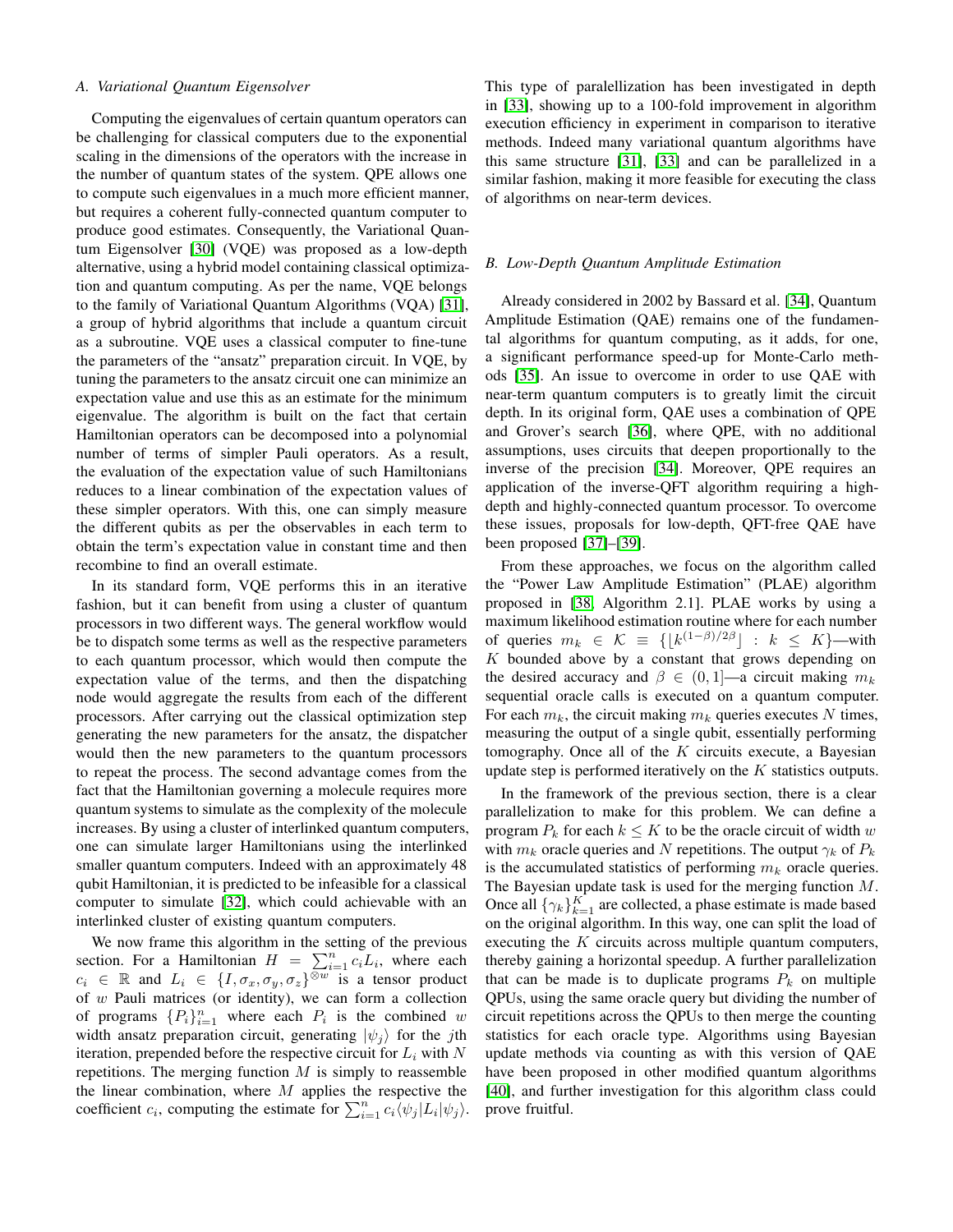### A. Variational Quantum Eigensolver

Computing the eigenvalues of certain quantum operators can be challenging for classical computers due to the exponential scaling in the dimensions of the operators with the increase in the number of quantum states of the system. QPE allows one to compute such eigenvalues in a much more efficient manner, but requires a coherent fully-connected quantum computer to produce good estimates. Consequently, the Variational Quantum Eigensolver [30] (VQE) was proposed as a low-depth alternative, using a hybrid model containing classical optimization and quantum computing. As per the name, VQE belongs to the family of Variational Quantum Algorithms (VQA) [31], a group of hybrid algorithms that include a quantum circuit as a subroutine. VQE uses a classical computer to fine-tune the parameters of the "ansatz" preparation circuit. In VQE, by tuning the parameters to the ansatz circuit one can minimize an expectation value and use this as an estimate for the minimum eigenvalue. The algorithm is built on the fact that certain Hamiltonian operators can be decomposed into a polynomial number of terms of simpler Pauli operators. As a result, the evaluation of the expectation value of such Hamiltonians reduces to a linear combination of the expectation values of these simpler operators. With this, one can simply measure the different qubits as per the observables in each term to obtain the term's expectation value in constant time and then recombine to find an overall estimate.

In its standard form, VQE performs this in an iterative fashion, but it can benefit from using a cluster of quantum processors in two different ways. The general workflow would be to dispatch some terms as well as the respective parameters to each quantum processor, which would then compute the expectation value of the terms, and then the dispatching node would aggregate the results from each of the different processors. After carrying out the classical optimization step generating the new parameters for the ansatz, the dispatcher would then the new parameters to the quantum processors to repeat the process. The second advantage comes from the fact that the Hamiltonian governing a molecule requires more quantum systems to simulate as the complexity of the molecule increases. By using a cluster of interlinked quantum computers, one can simulate larger Hamiltonians using the interlinked smaller quantum computers. Indeed with an approximately 48 qubit Hamiltonian, it is predicted to be infeasible for a classical computer to simulate [32], which could achievable with an interlinked cluster of existing quantum computers.

We now frame this algorithm in the setting of the previous section. For a Hamiltonian $H = \sum_{i=1}^{n} c_i L_i$, where each $c_i \in \mathbb{R}$ and $L_i \in \{I, \sigma_x, \sigma_y, \sigma_z\}^{\otimes w}$ is a tensor product of $w$ Pauli matrices (or identity), we can form a collection of programs $\{P_i\}_{i=1}^{n}$ where each $P_i$ is the combined $w$ width ansatz preparation circuit, generating $|\psi_j\rangle$ for the $j$th iteration, prepended before the respective circuit for $L_i$ with $N$ repetitions. The merging function $M$ is simply to reassemble the linear combination, where $M$ applies the respective the coefficient $c_i$, computing the estimate for $\sum_{i=1}^{n} c_i \langle\psi_j|L_i|\psi_j\rangle$. This type of parallellization has been investigated in depth in [33], showing up to a 100-fold improvement in algorithm execution efficiency in experiment in comparison to iterative methods. Indeed many variational quantum algorithms have this same structure [31], [33] and can be parallelized in a similar fashion, making it more feasible for executing the class of algorithms on near-term devices.

### B. Low-Depth Quantum Amplitude Estimation

Already considered in 2002 by Bassard et al. [34], Quantum Amplitude Estimation (QAE) remains one of the fundamental algorithms for quantum computing, as it adds, for one, a significant performance speed-up for Monte-Carlo methods [35]. An issue to overcome in order to use QAE with near-term quantum computers is to greatly limit the circuit depth. In its original form, QAE uses a combination of QPE and Grover's search [36], where QPE, with no additional assumptions, uses circuits that deepen proportionally to the inverse of the precision [34]. Moreover, QPE requires an application of the inverse-QFT algorithm requiring a high-depth and highly-connected quantum processor. To overcome these issues, proposals for low-depth, QFT-free QAE have been proposed [37]–[39].

From these approaches, we focus on the algorithm called the "Power Law Amplitude Estimation" (PLAE) algorithm proposed in [38, Algorithm 2.1]. PLAE works by using a maximum likelihood estimation routine where for each number of queries $m_k \in \mathcal{K} \equiv \{\lfloor k^{(1-\beta)/2\beta} \rfloor : k \leq K\}$—with $K$ bounded above by a constant that grows depending on the desired accuracy and $\beta \in (0, 1]$—a circuit making $m_k$ sequential oracle calls is executed on a quantum computer. For each $m_k$, the circuit making $m_k$ queries executes $N$ times, measuring the output of a single qubit, essentially performing tomography. Once all of the $K$ circuits execute, a Bayesian update step is performed iteratively on the $K$ statistics outputs.

In the framework of the previous section, there is a clear parallelization to make for this problem. We can define a program $P_k$ for each $k \leq K$ to be the oracle circuit of width $w$ with $m_k$ oracle queries and $N$ repetitions. The output $\gamma_k$ of $P_k$ is the accumulated statistics of performing $m_k$ oracle queries. The Bayesian update task is used for the merging function $M$. Once all $\{\gamma_k\}_{k=1}^{K}$ are collected, a phase estimate is made based on the original algorithm. In this way, one can split the load of executing the $K$ circuits across multiple quantum computers, thereby gaining a horizontal speedup. A further parallelization that can be made is to duplicate programs $P_k$ on multiple QPUs, using the same oracle query but dividing the number of circuit repetitions across the QPUs to then merge the counting statistics for each oracle type. Algorithms using Bayesian update methods via counting as with this version of QAE have been proposed in other modified quantum algorithms [40], and further investigation for this algorithm class could prove fruitful.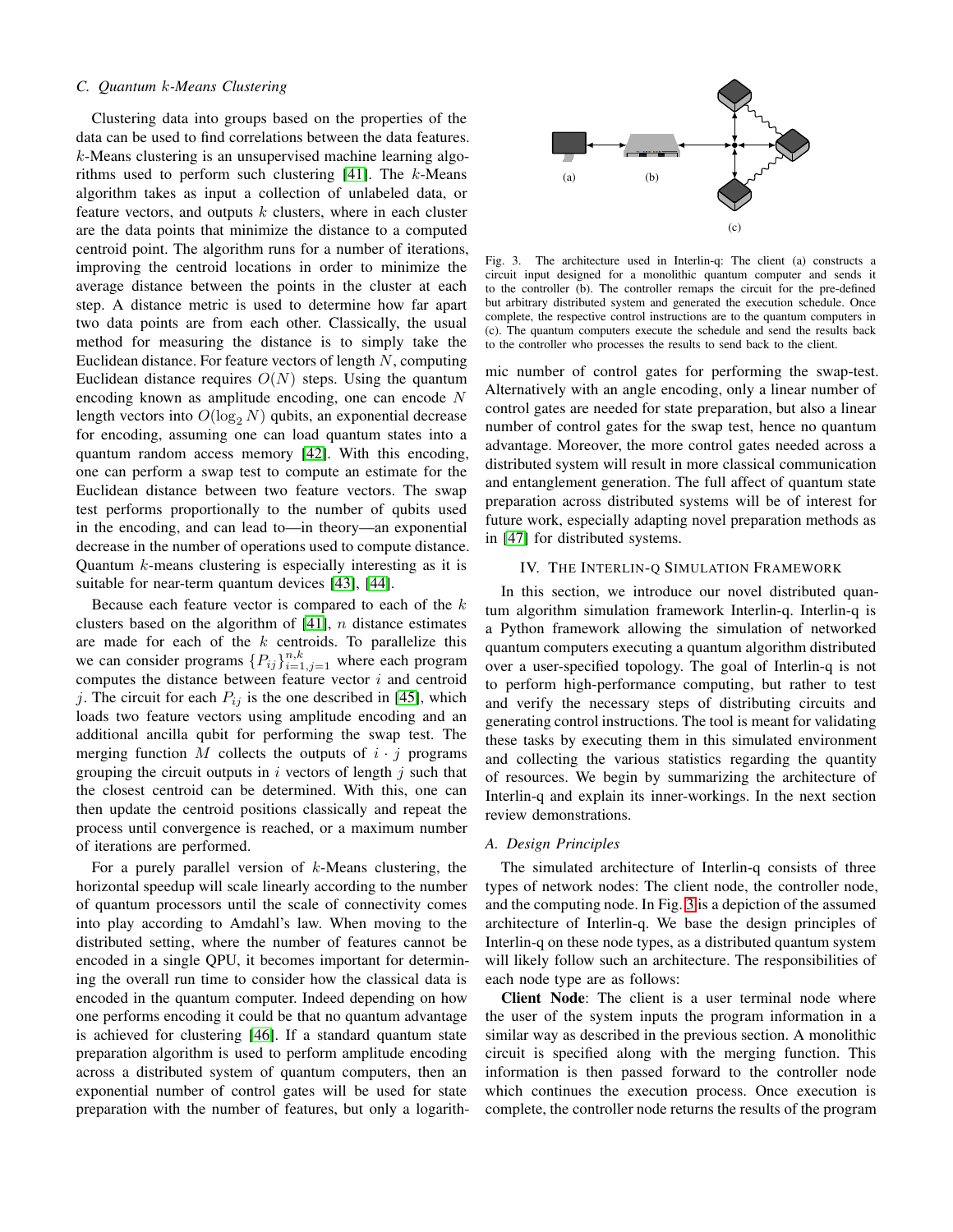### C. Quantum $k$-Means Clustering

Clustering data into groups based on the properties of the data can be used to find correlations between the data features. $k$-Means clustering is an unsupervised machine learning algorithms used to perform such clustering [41]. The $k$-Means algorithm takes as input a collection of unlabeled data, or feature vectors, and outputs $k$ clusters, where in each cluster are the data points that minimize the distance to a computed centroid point. The algorithm runs for a number of iterations, improving the centroid locations in order to minimize the average distance between the points in the cluster at each step. A distance metric is used to determine how far apart two data points are from each other. Classically, the usual method for measuring the distance is to simply take the Euclidean distance. For feature vectors of length $N$, computing Euclidean distance requires $O(N)$ steps. Using the quantum encoding known as amplitude encoding, one can encode $N$ length vectors into $O(\log_2 N)$ qubits, an exponential decrease for encoding, assuming one can load quantum states into a quantum random access memory [42]. With this encoding, one can perform a swap test to compute an estimate for the Euclidean distance between two feature vectors. The swap test performs proportionally to the number of qubits used in the encoding, and can lead to—in theory—an exponential decrease in the number of operations used to compute distance. Quantum $k$-means clustering is especially interesting as it is suitable for near-term quantum devices [43], [44].

Because each feature vector is compared to each of the $k$ clusters based on the algorithm of [41], $n$ distance estimates are made for each of the $k$ centroids. To parallelize this we can consider programs $\{P_{ij}\}_{i=1,j=1}^{n,k}$ where each program computes the distance between feature vector $i$ and centroid $j$. The circuit for each $P_{ij}$ is the one described in [45], which loads two feature vectors using amplitude encoding and an additional ancilla qubit for performing the swap test. The merging function $M$ collects the outputs of $i \cdot j$ programs grouping the circuit outputs in $i$ vectors of length $j$ such that the closest centroid can be determined. With this, one can then update the centroid positions classically and repeat the process until convergence is reached, or a maximum number of iterations are performed.

For a purely parallel version of $k$-Means clustering, the horizontal speedup will scale linearly according to the number of quantum processors until the scale of connectivity comes into play according to Amdahl's law. When moving to the distributed setting, where the number of features cannot be encoded in a single QPU, it becomes important for determining the overall run time to consider how the classical data is encoded in the quantum computer. Indeed depending on how one performs encoding it could be that no quantum advantage is achieved for clustering [46]. If a standard quantum state preparation algorithm is used to perform amplitude encoding across a distributed system of quantum computers, then an exponential number of control gates will be used for state preparation with the number of features, but only a logarithmic number of control gates for performing the swap-test. Alternatively with an angle encoding, only a linear number of control gates are needed for state preparation, but also a linear number of control gates for the swap test, hence no quantum advantage. Moreover, the more control gates needed across a distributed system will result in more classical communication and entanglement generation. The full affect of quantum state preparation across distributed systems will be of interest for future work, especially adapting novel preparation methods as in [47] for distributed systems.

Fig. 3. The architecture used in Interlin-q: The client (a) constructs a circuit input designed for a monolithic quantum computer and sends it to the controller (b). The controller remaps the circuit for the pre-defined but arbitrary distributed system and generated the execution schedule. Once complete, the respective control instructions are to the quantum computers in (c). The quantum computers execute the schedule and send the results back to the controller who processes the results to send back to the client.

## IV. The Interlin-q Simulation Framework

In this section, we introduce our novel distributed quantum algorithm simulation framework Interlin-q. Interlin-q is a Python framework allowing the simulation of networked quantum computers executing a quantum algorithm distributed over a user-specified topology. The goal of Interlin-q is not to perform high-performance computing, but rather to test and verify the necessary steps of distributing circuits and generating control instructions. The tool is meant for validating these tasks by executing them in this simulated environment and collecting the various statistics regarding the quantity of resources. We begin by summarizing the architecture of Interlin-q and explain its inner-workings. In the next section review demonstrations.

### A. Design Principles

The simulated architecture of Interlin-q consists of three types of network nodes: The client node, the controller node, and the computing node. In Fig. 3 is a depiction of the assumed architecture of Interlin-q. We base the design principles of Interlin-q on these node types, as a distributed quantum system will likely follow such an architecture. The responsibilities of each node type are as follows:

**Client Node**: The client is a user terminal node where the user of the system inputs the program information in a similar way as described in the previous section. A monolithic circuit is specified along with the merging function. This information is then passed forward to the controller node which continues the execution process. Once execution is complete, the controller node returns the results of the program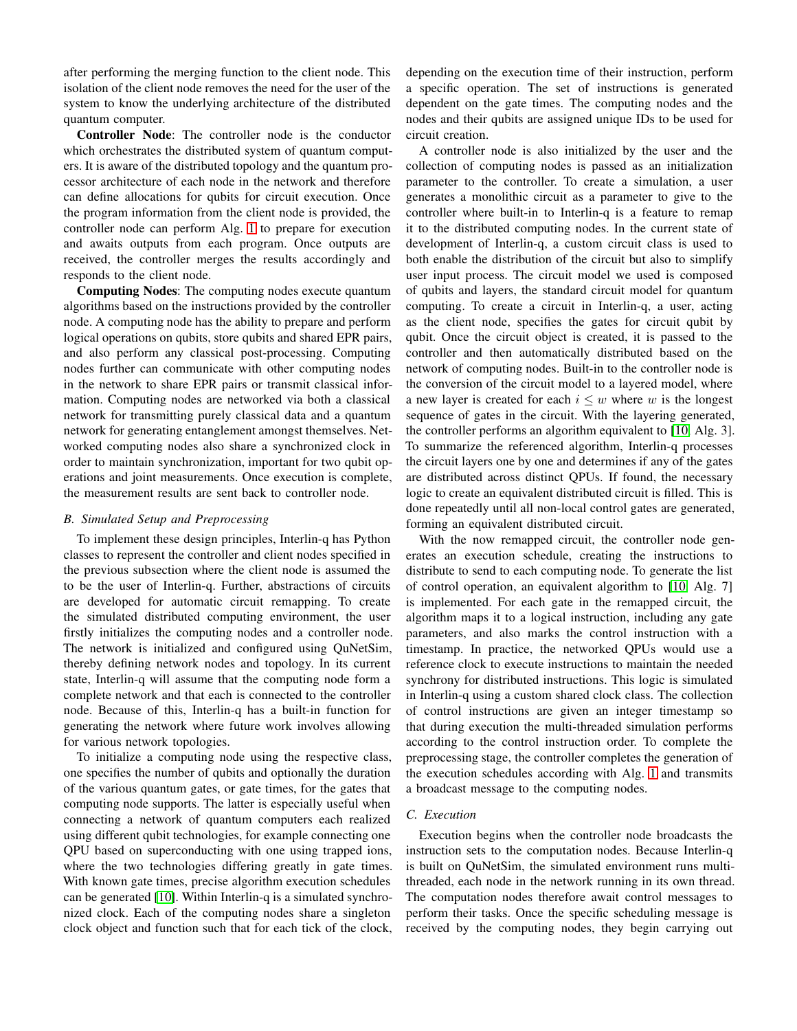after performing the merging function to the client node. This isolation of the client node removes the need for the user of the system to know the underlying architecture of the distributed quantum computer.

**Controller Node**: The controller node is the conductor which orchestrates the distributed system of quantum computers. It is aware of the distributed topology and the quantum processor architecture of each node in the network and therefore can define allocations for qubits for circuit execution. Once the program information from the client node is provided, the controller node can perform Alg. 1 to prepare for execution and awaits outputs from each program. Once outputs are received, the controller merges the results accordingly and responds to the client node.

**Computing Nodes**: The computing nodes execute quantum algorithms based on the instructions provided by the controller node. A computing node has the ability to prepare and perform logical operations on qubits, store qubits and shared EPR pairs, and also perform any classical post-processing. Computing nodes further can communicate with other computing nodes in the network to share EPR pairs or transmit classical information. Computing nodes are networked via both a classical network for transmitting purely classical data and a quantum network for generating entanglement amongst themselves. Networked computing nodes also share a synchronized clock in order to maintain synchronization, important for two qubit operations and joint measurements. Once execution is complete, the measurement results are sent back to controller node.

### B. Simulated Setup and Preprocessing

To implement these design principles, Interlin-q has Python classes to represent the controller and client nodes specified in the previous subsection where the client node is assumed the to be the user of Interlin-q. Further, abstractions of circuits are developed for automatic circuit remapping. To create the simulated distributed computing environment, the user firstly initializes the computing nodes and a controller node. The network is initialized and configured using QuNetSim, thereby defining network nodes and topology. In its current state, Interlin-q will assume that the computing node form a complete network and that each is connected to the controller node. Because of this, Interlin-q has a built-in function for generating the network where future work involves allowing for various network topologies.

To initialize a computing node using the respective class, one specifies the number of qubits and optionally the duration of the various quantum gates, or gate times, for the gates that computing node supports. The latter is especially useful when connecting a network of quantum computers each realized using different qubit technologies, for example connecting one QPU based on superconducting with one using trapped ions, where the two technologies differing greatly in gate times. With known gate times, precise algorithm execution schedules can be generated [10]. Within Interlin-q is a simulated synchronized clock. Each of the computing nodes share a singleton clock object and function such that for each tick of the clock, depending on the execution time of their instruction, perform a specific operation. The set of instructions is generated dependent on the gate times. The computing nodes and the nodes and their qubits are assigned unique IDs to be used for circuit creation.

A controller node is also initialized by the user and the collection of computing nodes is passed as an initialization parameter to the controller. To create a simulation, a user generates a monolithic circuit as a parameter to give to the controller where built-in to Interlin-q is a feature to remap it to the distributed computing nodes. In the current state of development of Interlin-q, a custom circuit class is used to both enable the distribution of the circuit but also to simplify user input process. The circuit model we used is composed of qubits and layers, the standard circuit model for quantum computing. To create a circuit in Interlin-q, a user, acting as the client node, specifies the gates for circuit qubit by qubit. Once the circuit object is created, it is passed to the controller and then automatically distributed based on the network of computing nodes. Built-in to the controller node is the conversion of the circuit model to a layered model, where a new layer is created for each $i \leq w$ where $w$ is the longest sequence of gates in the circuit. With the layering generated, the controller performs an algorithm equivalent to [10, Alg. 3]. To summarize the referenced algorithm, Interlin-q processes the circuit layers one by one and determines if any of the gates are distributed across distinct QPUs. If found, the necessary logic to create an equivalent distributed circuit is filled. This is done repeatedly until all non-local control gates are generated, forming an equivalent distributed circuit.

With the now remapped circuit, the controller node generates an execution schedule, creating the instructions to distribute to send to each computing node. To generate the list of control operation, an equivalent algorithm to [10, Alg. 7] is implemented. For each gate in the remapped circuit, the algorithm maps it to a logical instruction, including any gate parameters, and also marks the control instruction with a timestamp. In practice, the networked QPUs would use a reference clock to execute instructions to maintain the needed synchrony for distributed instructions. This logic is simulated in Interlin-q using a custom shared clock class. The collection of control instructions are given an integer timestamp so that during execution the multi-threaded simulation performs according to the control instruction order. To complete the preprocessing stage, the controller completes the generation of the execution schedules according with Alg. 1 and transmits a broadcast message to the computing nodes.

### C. Execution

Execution begins when the controller node broadcasts the instruction sets to the computation nodes. Because Interlin-q is built on QuNetSim, the simulated environment runs multi-threaded, each node in the network running in its own thread. The computation nodes therefore await control messages to perform their tasks. Once the specific scheduling message is received by the computing nodes, they begin carrying out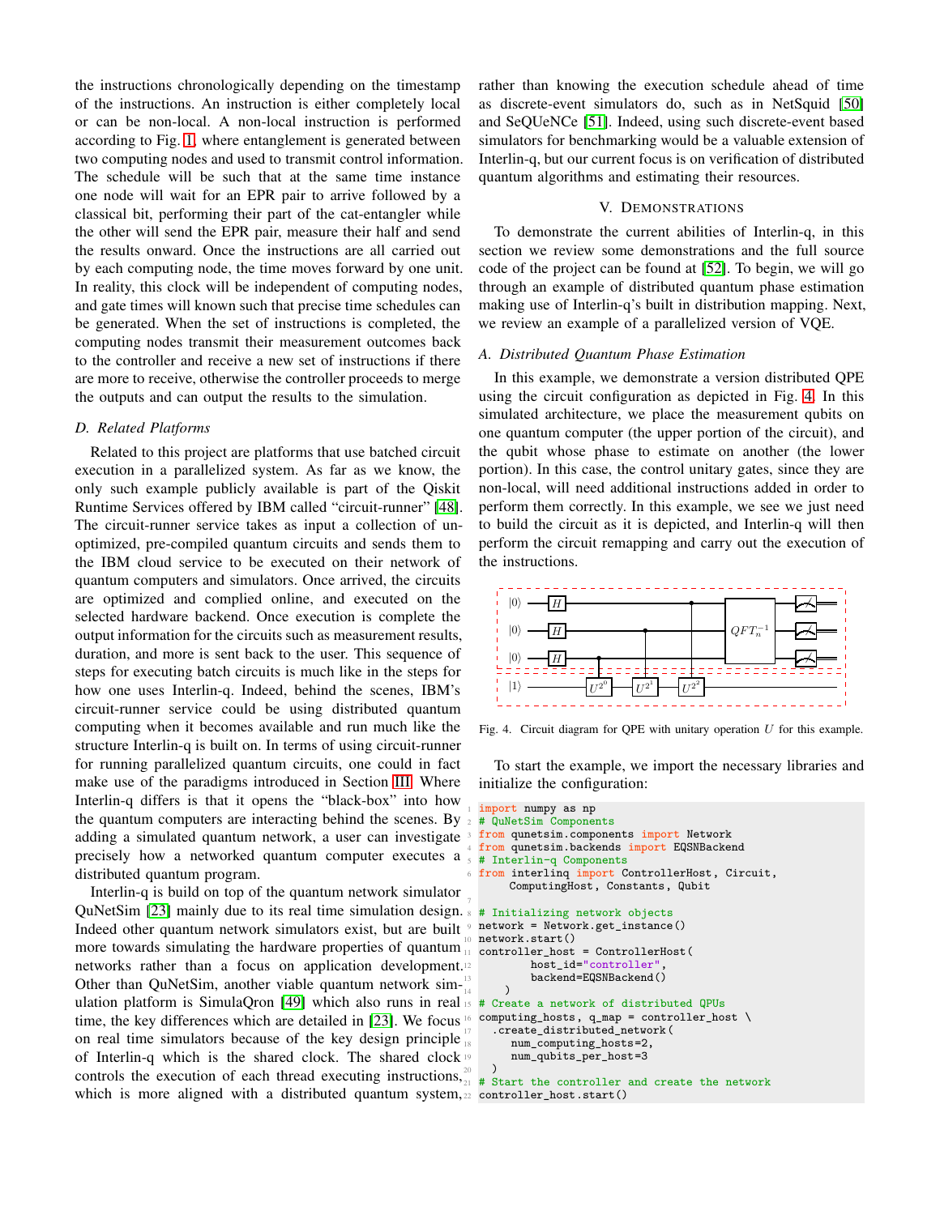the instructions chronologically depending on the timestamp of the instructions. An instruction is either completely local or can be non-local. A non-local instruction is performed according to Fig. 1, where entanglement is generated between two computing nodes and used to transmit control information. The schedule will be such that at the same time instance one node will wait for an EPR pair to arrive followed by a classical bit, performing their part of the cat-entangler while the other will send the EPR pair, measure their half and send the results onward. Once the instructions are all carried out by each computing node, the time moves forward by one unit. In reality, this clock will be independent of computing nodes, and gate times will known such that precise time schedules can be generated. When the set of instructions is completed, the computing nodes transmit their measurement outcomes back to the controller and receive a new set of instructions if there are more to receive, otherwise the controller proceeds to merge the outputs and can output the results to the simulation.

### D. Related Platforms

Related to this project are platforms that use batched circuit execution in a parallelized system. As far as we know, the only such example publicly available is part of the Qiskit Runtime Services offered by IBM called "circuit-runner" [48]. The circuit-runner service takes as input a collection of un-optimized, pre-compiled quantum circuits and sends them to the IBM cloud service to be executed on their network of quantum computers and simulators. Once arrived, the circuits are optimized and complied online, and executed on the selected hardware backend. Once execution is complete the output information for the circuits such as measurement results, duration, and more is sent back to the user. This sequence of steps for executing batch circuits is much like in the steps for how one uses Interlin-q. Indeed, behind the scenes, IBM's circuit-runner service could be using distributed quantum computing when it becomes available and run much like the structure Interlin-q is built on. In terms of using circuit-runner for running parallelized quantum circuits, one could in fact make use of the paradigms introduced in Section III. Where Interlin-q differs is that it opens the "black-box" into how the quantum computers are interacting behind the scenes. By adding a simulated quantum network, a user can investigate precisely how a networked quantum computer executes a distributed quantum program.

Interlin-q is build on top of the quantum network simulator QuNetSim [23] mainly due to its real time simulation design. Indeed other quantum network simulators exist, but are built more towards simulating the hardware properties of quantum networks rather than a focus on application development. Other than QuNetSim, another viable quantum network simulation platform is SimulaQron [49] which also runs in real time, the key differences which are detailed in [23]. We focus on real time simulators because of the key design principle of Interlin-q which is the shared clock. The shared clock controls the execution of each thread executing instructions, which is more aligned with a distributed quantum system, rather than knowing the execution schedule ahead of time as discrete-event simulators do, such as in NetSquid [50] and SeQUeNCe [51]. Indeed, using such discrete-event based simulators for benchmarking would be a valuable extension of Interlin-q, but our current focus is on verification of distributed quantum algorithms and estimating their resources.

## V. Demonstrations

To demonstrate the current abilities of Interlin-q, in this section we review some demonstrations and the full source code of the project can be found at [52]. To begin, we will go through an example of distributed quantum phase estimation making use of Interlin-q's built in distribution mapping. Next, we review an example of a parallelized version of VQE.

### A. Distributed Quantum Phase Estimation

In this example, we demonstrate a version distributed QPE using the circuit configuration as depicted in Fig. 4. In this simulated architecture, we place the measurement qubits on one quantum computer (the upper portion of the circuit), and the qubit whose phase to estimate on another (the lower portion). In this case, the control unitary gates, since they are non-local, will need additional instructions added in order to perform them correctly. In this example, we see we just need to build the circuit as it is depicted, and Interlin-q will then perform the circuit remapping and carry out the execution of the instructions.

Fig. 4. Circuit diagram for QPE with unitary operation $U$ for this example.

To start the example, we import the necessary libraries and initialize the configuration:

```
import numpy as np
# QuNetSim Components
from qunetsim.components import Network
from qunetsim.backends import EQSNBackend
# Interlin-q Components
from interlinq import ControllerHost, Circuit,
    ComputingHost, Constants, Qubit

# Initializing network objects
network = Network.get_instance()
network.start()
controller_host = ControllerHost(
        host_id="controller",
        backend=EQSNBackend()
    )
# Create a network of distributed QPUs
computing_hosts, q_map = controller_host \
    .create_distributed_network(
        num_computing_hosts=2,
        num_qubits_per_host=3
    )
# Start the controller and create the network
controller_host.start()
```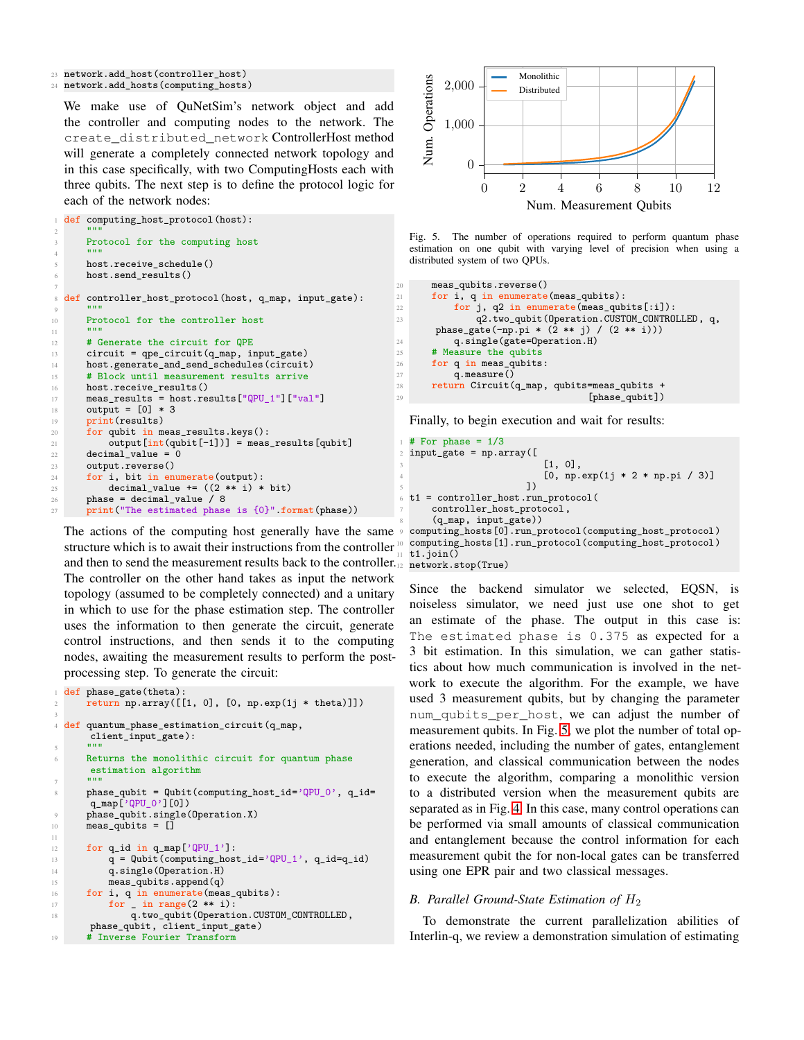```python
network.add_host(controller_host)
network.add_hosts(computing_hosts)
```

We make use of QuNetSim's network object and add the controller and computing nodes to the network. The `create_distributed_network` ControllerHost method will generate a completely connected network topology and in this case specifically, with two ComputingHosts each with three qubits. The next step is to define the protocol logic for each of the network nodes:

```python
def computing_host_protocol(host):
    """
    Protocol for the computing host
    """
    host.receive_schedule()
    host.send_results()

def controller_host_protocol(host, q_map, input_gate):
    """
    Protocol for the controller host
    """
    # Generate the circuit for QPE
    circuit = qpe_circuit(q_map, input_gate)
    host.generate_and_send_schedules(circuit)
    # Block until measurement results arrive
    host.receive_results()
    meas_results = host.results["QPU_1"]["val"]
    output = [0] * 3
    print(results)
    for qubit in meas_results.keys():
        output[int(qubit[-1])] = meas_results[qubit]
    decimal_value = 0
    output.reverse()
    for i, bit in enumerate(output):
        decimal_value += ((2 ** i) * bit)
    phase = decimal_value / 8
    print("The estimated phase is {0}".format(phase))
```

The actions of the computing host generally have the same structure which is to await their instructions from the controller and then to send the measurement results back to the controller. The controller on the other hand takes as input the network topology (assumed to be completely connected) and a unitary in which to use for the phase estimation step. The controller uses the information to then generate the circuit, generate control instructions, and then sends it to the computing nodes, awaiting the measurement results to perform the post-processing step. To generate the circuit:

```python
def phase_gate(theta):
    return np.array([[1, 0], [0, np.exp(1j * theta)]])

def quantum_phase_estimation_circuit(q_map,
    client_input_gate):
    """
    Returns the monolithic circuit for quantum phase
    estimation algorithm
    """
    phase_qubit = Qubit(computing_host_id='QPU_0', q_id=
    q_map['QPU_0'][0])
    phase_qubit.single(Operation.X)
    meas_qubits = []

    for q_id in q_map['QPU_1']:
        q = Qubit(computing_host_id='QPU_1', q_id=q_id)
        q.single(Operation.H)
        meas_qubits.append(q)
    for i, q in enumerate(meas_qubits):
        for _ in range(2 ** i):
            q.two_qubit(Operation.CUSTOM_CONTROLLED,
    phase_qubit, client_input_gate)
    # Inverse Fourier Transform
    meas_qubits.reverse()
    for i, q in enumerate(meas_qubits):
        for j, q2 in enumerate(meas_qubits[:i]):
            q2.two_qubit(Operation.CUSTOM_CONTROLLED, q,
     phase_gate(-np.pi * (2 ** j) / (2 ** i)))
        q.single(gate=Operation.H)
    # Measure the qubits
    for q in meas_qubits:
        q.measure()
    return Circuit(q_map, qubits=meas_qubits +
                                [phase_qubit])
```

Fig. 5. The number of operations required to perform quantum phase estimation on one qubit with varying level of precision when using a distributed system of two QPUs.

Finally, to begin execution and wait for results:

```python
# For phase = 1/3
input_gate = np.array([
                        [1, 0],
                        [0, np.exp(1j * 2 * np.pi / 3)]
                    ])
t1 = controller_host.run_protocol(
    controller_host_protocol,
    (q_map, input_gate))
computing_hosts[0].run_protocol(computing_host_protocol)
computing_hosts[1].run_protocol(computing_host_protocol)
t1.join()
network.stop(True)
```

Since the backend simulator we selected, EQSN, is noiseless simulator, we need just use one shot to get an estimate of the phase. The output in this case is: `The estimated phase is 0.375` as expected for a 3 bit estimation. In this simulation, we can gather statistics about how much communication is involved in the network to execute the algorithm. For the example, we have used 3 measurement qubits, but by changing the parameter `num_qubits_per_host`, we can adjust the number of measurement qubits. In Fig. 5, we plot the number of total operations needed, including the number of gates, entanglement generation, and classical communication between the nodes to execute the algorithm, comparing a monolithic version to a distributed version when the measurement qubits are separated as in Fig. 4. In this case, many control operations can be performed via small amounts of classical communication and entanglement because the control information for each measurement qubit the for non-local gates can be transferred using one EPR pair and two classical messages.

### *B. Parallel Ground-State Estimation of $H_2$*

To demonstrate the current parallelization abilities of Interlin-q, we review a demonstration simulation of estimating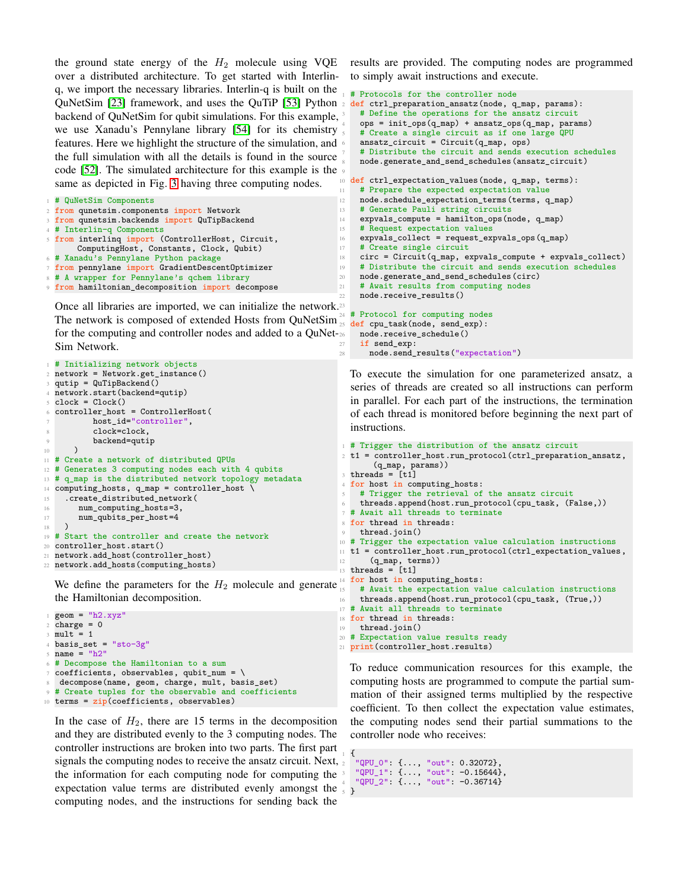the ground state energy of the $H_2$ molecule using VQE over a distributed architecture. To get started with Interlin-q, we import the necessary libraries. Interlin-q is built on the QuNetSim [23] framework, and uses the QuTiP [53] Python backend of QuNetSim for qubit simulations. For this example, we use Xanadu's Pennylane library [54] for its chemistry features. Here we highlight the structure of the simulation, and the full simulation with all the details is found in the source code [52]. The simulated architecture for this example is the same as depicted in Fig. 3 having three computing nodes.

```
# QuNetSim Components
from qunetsim.components import Network
from qunetsim.backends import QuTipBackend
# Interlin-q Components
from interlinq import (ControllerHost, Circuit,
    ComputingHost, Constants, Clock, Qubit)
# Xanadu's Pennylane Python package
from pennylane import GradientDescentOptimizer
# A wrapper for Pennylane's qchem library
from hamiltonian_decomposition import decompose
```

Once all libraries are imported, we can initialize the network. The network is composed of extended Hosts from QuNetSim for the computing and controller nodes and added to a QuNetSim Network.

```
# Initializing network objects
network = Network.get_instance()
qutip = QuTipBackend()
network.start(backend=qutip)
clock = Clock()
controller_host = ControllerHost(
        host_id="controller",
        clock=clock,
        backend=qutip
    )
# Create a network of distributed QPUs
# Generates 3 computing nodes each with 4 qubits
# q_map is the distributed network topology metadata
computing_hosts, q_map = controller_host \
  .create_distributed_network(
      num_computing_hosts=3,
      num_qubits_per_host=4
  )
# Start the controller and create the network
controller_host.start()
network.add_host(controller_host)
network.add_hosts(computing_hosts)
```

We define the parameters for the $H_2$ molecule and generate the Hamiltonian decomposition.

```
geom = "h2.xyz"
charge = 0
mult = 1
basis_set = "sto-3g"
name = "h2"
# Decompose the Hamiltonian to a sum
coefficients, observables, qubit_num = \
 decompose(name, geom, charge, mult, basis_set)
# Create tuples for the observable and coefficients
terms = zip(coefficients, observables)
```

In the case of $H_2$, there are 15 terms in the decomposition and they are distributed evenly to the 3 computing nodes. The controller instructions are broken into two parts. The first part signals the computing nodes to receive the ansatz circuit. Next, the information for each computing node for computing the expectation value terms are distributed evenly amongst the computing nodes, and the instructions for sending back the results are provided. The computing nodes are programmed to simply await instructions and execute.

```
# Protocols for the controller node
def ctrl_preparation_ansatz(node, q_map, params):
  # Define the operations for the ansatz circuit
  ops = init_ops(q_map) + ansatz_ops(q_map, params)
  # Create a single circuit as if one large QPU
  ansatz_circuit = Circuit(q_map, ops)
  # Distribute the circuit and sends execution schedules
  node.generate_and_send_schedules(ansatz_circuit)

def ctrl_expectation_values(node, q_map, terms):
  # Prepare the expected expectation value
  node.schedule_expectation_terms(terms, q_map)
  # Generate Pauli string circuits
  expvals_compute = hamilton_ops(node, q_map)
  # Request expectation values
  expvals_collect = request_expvals_ops(q_map)
  # Create single circuit
  circ = Circuit(q_map, expvals_compute + expvals_collect)
  # Distribute the circuit and sends execution schedules
  node.generate_and_send_schedules(circ)
  # Await results from computing nodes
  node.receive_results()

# Protocol for computing nodes
def cpu_task(node, send_exp):
  node.receive_schedule()
  if send_exp:
    node.send_results("expectation")
```

To execute the simulation for one parameterized ansatz, a series of threads are created so all instructions can perform in parallel. For each part of the instructions, the termination of each thread is monitored before beginning the next part of instructions.

```
# Trigger the distribution of the ansatz circuit
t1 = controller_host.run_protocol(ctrl_preparation_ansatz,
    (q_map, params))
threads = [t1]
for host in computing_hosts:
  # Trigger the retrieval of the ansatz circuit
  threads.append(host.run_protocol(cpu_task, (False,))
# Await all threads to terminate
for thread in threads:
  thread.join()
# Trigger the expectation value calculation instructions
t1 = controller_host.run_protocol(ctrl_expectation_values,
    (q_map, terms))
threads = [t1]
for host in computing_hosts:
  # Await the expectation value calculation instructions
  threads.append(host.run_protocol(cpu_task, (True,))
# Await all threads to terminate
for thread in threads:
  thread.join()
# Expectation value results ready
print(controller_host.results)
```

To reduce communication resources for this example, the computing hosts are programmed to compute the partial summation of their assigned terms multiplied by the respective coefficient. To then collect the expectation value estimates, the computing nodes send their partial summations to the controller node who receives:

```
{
 "QPU_0": {..., "out": 0.32072},
 "QPU_1": {..., "out": -0.15644},
 "QPU_2": {..., "out": -0.36714}
}
```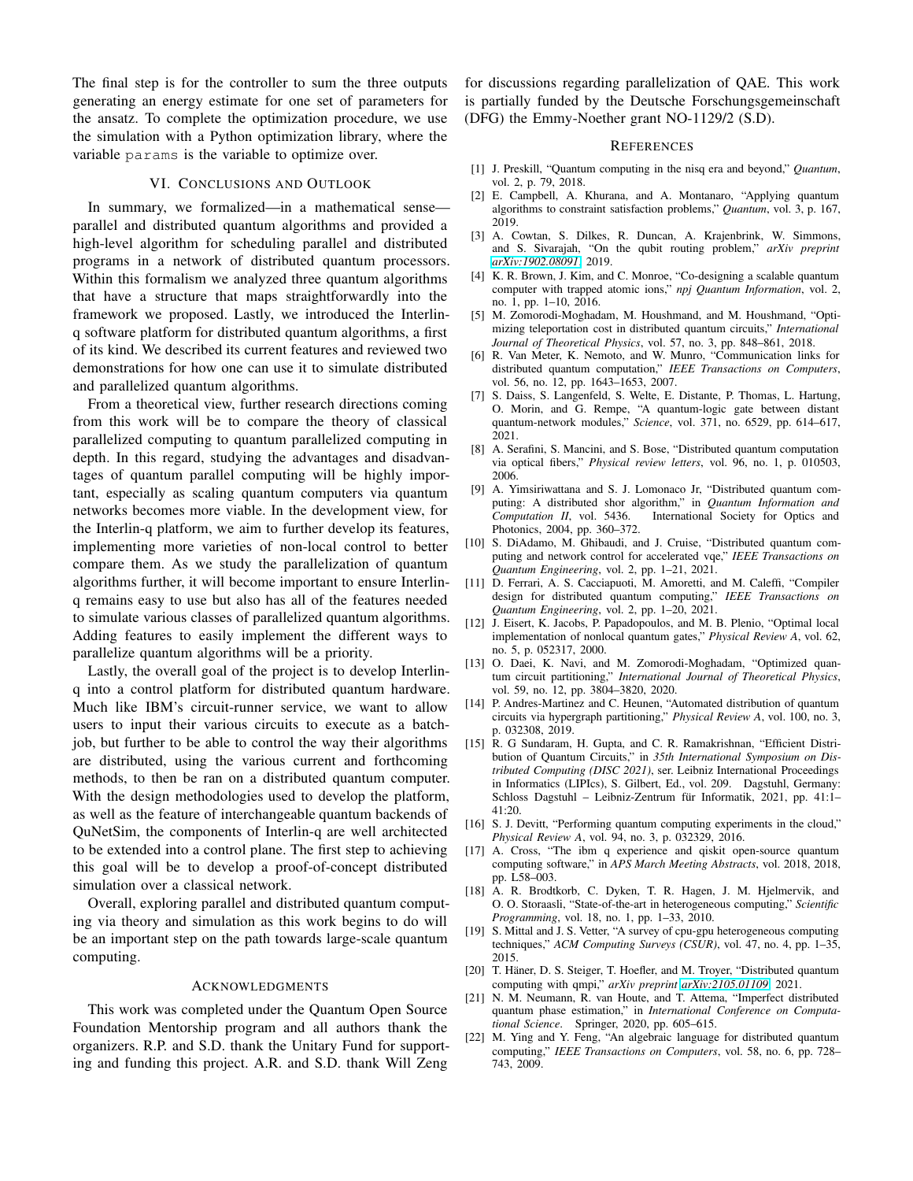The final step is for the controller to sum the three outputs generating an energy estimate for one set of parameters for the ansatz. To complete the optimization procedure, we use the simulation with a Python optimization library, where the variable `params` is the variable to optimize over.

## VI. Conclusions and Outlook

In summary, we formalized—in a mathematical sense—parallel and distributed quantum algorithms and provided a high-level algorithm for scheduling parallel and distributed programs in a network of distributed quantum processors. Within this formalism we analyzed three quantum algorithms that have a structure that maps straightforwardly into the framework we proposed. Lastly, we introduced the Interlin-q software platform for distributed quantum algorithms, a first of its kind. We described its current features and reviewed two demonstrations for how one can use it to simulate distributed and parallelized quantum algorithms.

From a theoretical view, further research directions coming from this work will be to compare the theory of classical parallelized computing to quantum parallelized computing in depth. In this regard, studying the advantages and disadvantages of quantum parallel computing will be highly important, especially as scaling quantum computers via quantum networks becomes more viable. In the development view, for the Interlin-q platform, we aim to further develop its features, implementing more varieties of non-local control to better compare them. As we study the parallelization of quantum algorithms further, it will become important to ensure Interlin-q remains easy to use but also has all of the features needed to simulate various classes of parallelized quantum algorithms. Adding features to easily implement the different ways to parallelize quantum algorithms will be a priority.

Lastly, the overall goal of the project is to develop Interlin-q into a control platform for distributed quantum hardware. Much like IBM's circuit-runner service, we want to allow users to input their various circuits to execute as a batch-job, but further to be able to control the way their algorithms are distributed, using the various current and forthcoming methods, to then be ran on a distributed quantum computer. With the design methodologies used to develop the platform, as well as the feature of interchangeable quantum backends of QuNetSim, the components of Interlin-q are well architected to be extended into a control plane. The first step to achieving this goal will be to develop a proof-of-concept distributed simulation over a classical network.

Overall, exploring parallel and distributed quantum computing via theory and simulation as this work begins to do will be an important step on the path towards large-scale quantum computing.

## Acknowledgments

This work was completed under the Quantum Open Source Foundation Mentorship program and all authors thank the organizers. R.P. and S.D. thank the Unitary Fund for supporting and funding this project. A.R. and S.D. thank Will Zeng for discussions regarding parallelization of QAE. This work is partially funded by the Deutsche Forschungsgemeinschaft (DFG) the Emmy-Noether grant NO-1129/2 (S.D).

## References

[1] J. Preskill, "Quantum computing in the nisq era and beyond," *Quantum*, vol. 2, p. 79, 2018.

[2] E. Campbell, A. Khurana, and A. Montanaro, "Applying quantum algorithms to constraint satisfaction problems," *Quantum*, vol. 3, p. 167, 2019.

[3] A. Cowtan, S. Dilkes, R. Duncan, A. Krajenbrink, W. Simmons, and S. Sivarajah, "On the qubit routing problem," *arXiv preprint arXiv:1902.08091*, 2019.

[4] K. R. Brown, J. Kim, and C. Monroe, "Co-designing a scalable quantum computer with trapped atomic ions," *npj Quantum Information*, vol. 2, no. 1, pp. 1–10, 2016.

[5] M. Zomorodi-Moghadam, M. Houshmand, and M. Houshmand, "Optimizing teleportation cost in distributed quantum circuits," *International Journal of Theoretical Physics*, vol. 57, no. 3, pp. 848–861, 2018.

[6] R. Van Meter, K. Nemoto, and W. Munro, "Communication links for distributed quantum computation," *IEEE Transactions on Computers*, vol. 56, no. 12, pp. 1643–1653, 2007.

[7] S. Daiss, S. Langenfeld, S. Welte, E. Distante, P. Thomas, L. Hartung, O. Morin, and G. Rempe, "A quantum-logic gate between distant quantum-network modules," *Science*, vol. 371, no. 6529, pp. 614–617, 2021.

[8] A. Serafini, S. Mancini, and S. Bose, "Distributed quantum computation via optical fibers," *Physical review letters*, vol. 96, no. 1, p. 010503, 2006.

[9] A. Yimsiriwattana and S. J. Lomonaco Jr, "Distributed quantum computing: A distributed shor algorithm," in *Quantum Information and Computation II*, vol. 5436. International Society for Optics and Photonics, 2004, pp. 360–372.

[10] S. DiAdamo, M. Ghibaudi, and J. Cruise, "Distributed quantum computing and network control for accelerated vqe," *IEEE Transactions on Quantum Engineering*, vol. 2, pp. 1–21, 2021.

[11] D. Ferrari, A. S. Cacciapuoti, M. Amoretti, and M. Caleffi, "Compiler design for distributed quantum computing," *IEEE Transactions on Quantum Engineering*, vol. 2, pp. 1–20, 2021.

[12] J. Eisert, K. Jacobs, P. Papadopoulos, and M. B. Plenio, "Optimal local implementation of nonlocal quantum gates," *Physical Review A*, vol. 62, no. 5, p. 052317, 2000.

[13] O. Daei, K. Navi, and M. Zomorodi-Moghadam, "Optimized quantum circuit partitioning," *International Journal of Theoretical Physics*, vol. 59, no. 12, pp. 3804–3820, 2020.

[14] P. Andres-Martinez and C. Heunen, "Automated distribution of quantum circuits via hypergraph partitioning," *Physical Review A*, vol. 100, no. 3, p. 032308, 2019.

[15] R. G Sundaram, H. Gupta, and C. R. Ramakrishnan, "Efficient Distribution of Quantum Circuits," in *35th International Symposium on Distributed Computing (DISC 2021)*, ser. Leibniz International Proceedings in Informatics (LIPIcs), S. Gilbert, Ed., vol. 209. Dagstuhl, Germany: Schloss Dagstuhl – Leibniz-Zentrum für Informatik, 2021, pp. 41:1–41:20.

[16] S. J. Devitt, "Performing quantum computing experiments in the cloud," *Physical Review A*, vol. 94, no. 3, p. 032329, 2016.

[17] A. Cross, "The ibm q experience and qiskit open-source quantum computing software," in *APS March Meeting Abstracts*, vol. 2018, 2018, pp. L58–003.

[18] A. R. Brodtkorb, C. Dyken, T. R. Hagen, J. M. Hjelmervik, and O. O. Storaasli, "State-of-the-art in heterogeneous computing," *Scientific Programming*, vol. 18, no. 1, pp. 1–33, 2010.

[19] S. Mittal and J. S. Vetter, "A survey of cpu-gpu heterogeneous computing techniques," *ACM Computing Surveys (CSUR)*, vol. 47, no. 4, pp. 1–35, 2015.

[20] T. Häner, D. S. Steiger, T. Hoefler, and M. Troyer, "Distributed quantum computing with qmpi," *arXiv preprint arXiv:2105.01109*, 2021.

[21] N. M. Neumann, R. van Houte, and T. Attema, "Imperfect distributed quantum phase estimation," in *International Conference on Computational Science*. Springer, 2020, pp. 605–615.

[22] M. Ying and Y. Feng, "An algebraic language for distributed quantum computing," *IEEE Transactions on Computers*, vol. 58, no. 6, pp. 728–743, 2009.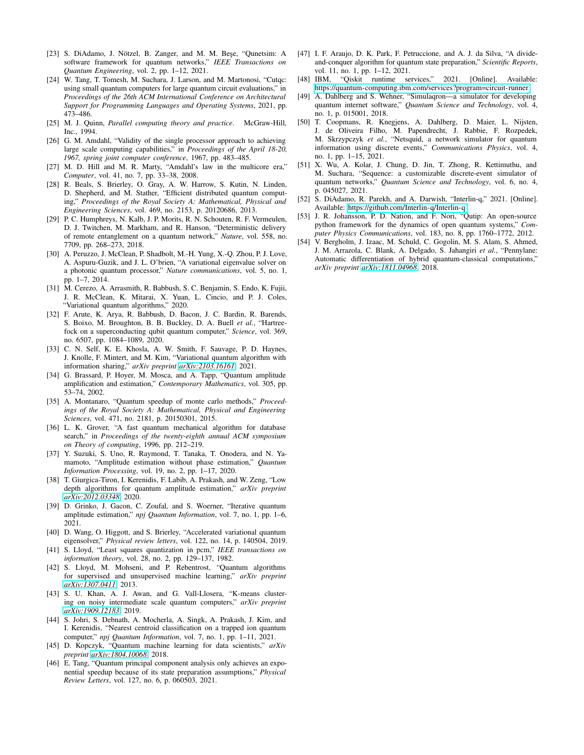[23] S. DiAdamo, J. Nötzel, B. Zanger, and M. M. Beşe, "Qunetsim: A software framework for quantum networks," *IEEE Transactions on Quantum Engineering*, vol. 2, pp. 1–12, 2021.

[24] W. Tang, T. Tomesh, M. Suchara, J. Larson, and M. Martonosi, "Cutqc: using small quantum computers for large quantum circuit evaluations," in *Proceedings of the 26th ACM International Conference on Architectural Support for Programming Languages and Operating Systems*, 2021, pp. 473–486.

[25] M. J. Quinn, *Parallel computing theory and practice*. McGraw-Hill, Inc., 1994.

[26] G. M. Amdahl, "Validity of the single processor approach to achieving large scale computing capabilities," in *Proceedings of the April 18-20, 1967, spring joint computer conference*, 1967, pp. 483–485.

[27] M. D. Hill and M. R. Marty, "Amdahl's law in the multicore era," *Computer*, vol. 41, no. 7, pp. 33–38, 2008.

[28] R. Beals, S. Brierley, O. Gray, A. W. Harrow, S. Kutin, N. Linden, D. Shepherd, and M. Stather, "Efficient distributed quantum computing," *Proceedings of the Royal Society A: Mathematical, Physical and Engineering Sciences*, vol. 469, no. 2153, p. 20120686, 2013.

[29] P. C. Humphreys, N. Kalb, J. P. Morits, R. N. Schouten, R. F. Vermeulen, D. J. Twitchen, M. Markham, and R. Hanson, "Deterministic delivery of remote entanglement on a quantum network," *Nature*, vol. 558, no. 7709, pp. 268–273, 2018.

[30] A. Peruzzo, J. McClean, P. Shadbolt, M.-H. Yung, X.-Q. Zhou, P. J. Love, A. Aspuru-Guzik, and J. L. O'brien, "A variational eigenvalue solver on a photonic quantum processor," *Nature communications*, vol. 5, no. 1, pp. 1–7, 2014.

[31] M. Cerezo, A. Arrasmith, R. Babbush, S. C. Benjamin, S. Endo, K. Fujii, J. R. McClean, K. Mitarai, X. Yuan, L. Cincio, and P. J. Coles, "Variational quantum algorithms," 2020.

[32] F. Arute, K. Arya, R. Babbush, D. Bacon, J. C. Bardin, R. Barends, S. Boixo, M. Broughton, B. B. Buckley, D. A. Buell *et al.*, "Hartree-fock on a superconducting qubit quantum computer," *Science*, vol. 369, no. 6507, pp. 1084–1089, 2020.

[33] C. N. Self, K. E. Khosla, A. W. Smith, F. Sauvage, P. D. Haynes, J. Knolle, F. Mintert, and M. Kim, "Variational quantum algorithm with information sharing," *arXiv preprint arXiv:2103.16161*, 2021.

[34] G. Brassard, P. Hoyer, M. Mosca, and A. Tapp, "Quantum amplitude amplification and estimation," *Contemporary Mathematics*, vol. 305, pp. 53–74, 2002.

[35] A. Montanaro, "Quantum speedup of monte carlo methods," *Proceedings of the Royal Society A: Mathematical, Physical and Engineering Sciences*, vol. 471, no. 2181, p. 20150301, 2015.

[36] L. K. Grover, "A fast quantum mechanical algorithm for database search," in *Proceedings of the twenty-eighth annual ACM symposium on Theory of computing*, 1996, pp. 212–219.

[37] Y. Suzuki, S. Uno, R. Raymond, T. Tanaka, T. Onodera, and N. Yamamoto, "Amplitude estimation without phase estimation," *Quantum Information Processing*, vol. 19, no. 2, pp. 1–17, 2020.

[38] T. Giurgica-Tiron, I. Kerenidis, F. Labib, A. Prakash, and W. Zeng, "Low depth algorithms for quantum amplitude estimation," *arXiv preprint arXiv:2012.03348*, 2020.

[39] D. Grinko, J. Gacon, C. Zoufal, and S. Woerner, "Iterative quantum amplitude estimation," *npj Quantum Information*, vol. 7, no. 1, pp. 1–6, 2021.

[40] D. Wang, O. Higgott, and S. Brierley, "Accelerated variational quantum eigensolver," *Physical review letters*, vol. 122, no. 14, p. 140504, 2019.

[41] S. Lloyd, "Least squares quantization in pcm," *IEEE transactions on information theory*, vol. 28, no. 2, pp. 129–137, 1982.

[42] S. Lloyd, M. Mohseni, and P. Rebentrost, "Quantum algorithms for supervised and unsupervised machine learning," *arXiv preprint arXiv:1307.0411*, 2013.

[43] S. U. Khan, A. J. Awan, and G. Vall-Llosera, "K-means clustering on noisy intermediate scale quantum computers," *arXiv preprint arXiv:1909.12183*, 2019.

[44] S. Johri, S. Debnath, A. Mocherla, A. Singk, A. Prakash, J. Kim, and I. Kerenidis, "Nearest centroid classification on a trapped ion quantum computer," *npj Quantum Information*, vol. 7, no. 1, pp. 1–11, 2021.

[45] D. Kopczyk, "Quantum machine learning for data scientists," *arXiv preprint arXiv:1804.10068*, 2018.

[46] E. Tang, "Quantum principal component analysis only achieves an exponential speedup because of its state preparation assumptions," *Physical Review Letters*, vol. 127, no. 6, p. 060503, 2021.

[47] I. F. Araujo, D. K. Park, F. Petruccione, and A. J. da Silva, "A divide-and-conquer algorithm for quantum state preparation," *Scientific Reports*, vol. 11, no. 1, pp. 1–12, 2021.

[48] IBM, "Qiskit runtime services," 2021. [Online]. Available: https://quantum-computing.ibm.com/services?program=circuit-runner

[49] A. Dahlberg and S. Wehner, "Simulaqron—a simulator for developing quantum internet software," *Quantum Science and Technology*, vol. 4, no. 1, p. 015001, 2018.

[50] T. Coopmans, R. Knegjens, A. Dahlberg, D. Maier, L. Nijsten, J. de Oliveira Filho, M. Papendrecht, J. Rabbie, F. Rozpedek, M. Skrzypczyk *et al.*, "Netsquid, a network simulator for quantum information using discrete events," *Communications Physics*, vol. 4, no. 1, pp. 1–15, 2021.

[51] X. Wu, A. Kolar, J. Chung, D. Jin, T. Zhong, R. Kettimuthu, and M. Suchara, "Sequence: a customizable discrete-event simulator of quantum networks," *Quantum Science and Technology*, vol. 6, no. 4, p. 045027, 2021.

[52] S. DiAdamo, R. Parekh, and A. Darwish, "Interlin-q," 2021. [Online]. Available: https://github.com/Interlin-q/Interlin-q

[53] J. R. Johansson, P. D. Nation, and F. Nori, "Qutip: An open-source python framework for the dynamics of open quantum systems," *Computer Physics Communications*, vol. 183, no. 8, pp. 1760–1772, 2012.

[54] V. Bergholm, J. Izaac, M. Schuld, C. Gogolin, M. S. Alam, S. Ahmed, J. M. Arrazola, C. Blank, A. Delgado, S. Jahangiri *et al.*, "Pennylane: Automatic differentiation of hybrid quantum-classical computations," *arXiv preprint arXiv:1811.04968*, 2018.